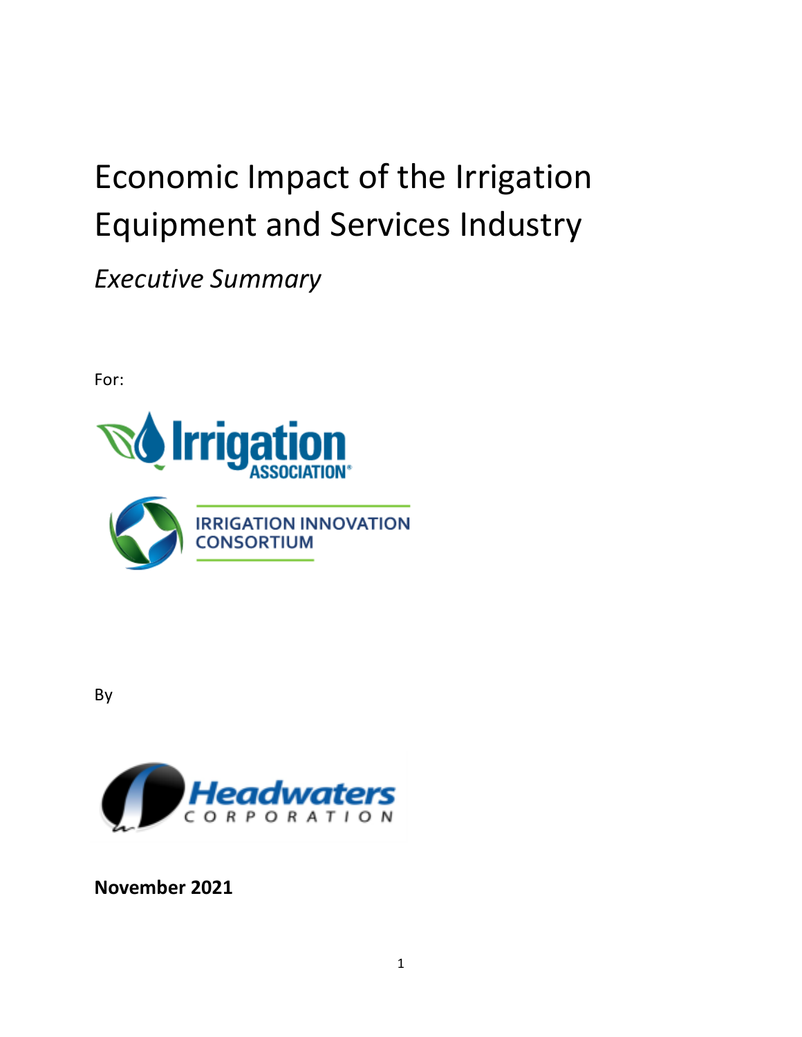# Economic Impact of the Irrigation Equipment and Services Industry

*Executive Summary*

For:

Irrigation Association®

IRRIGATION INNOVATION CONSORTIUM

By

Headwaters Corporation

**November 2021**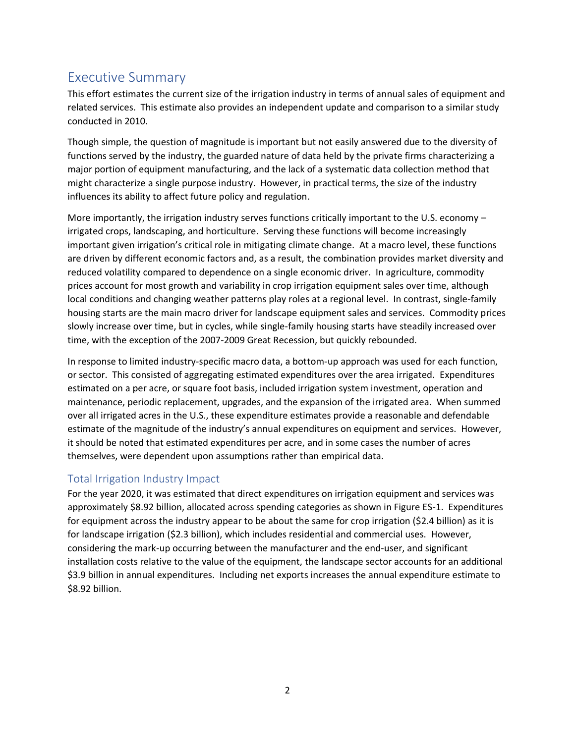# Executive Summary

This effort estimates the current size of the irrigation industry in terms of annual sales of equipment and related services. This estimate also provides an independent update and comparison to a similar study conducted in 2010.

Though simple, the question of magnitude is important but not easily answered due to the diversity of functions served by the industry, the guarded nature of data held by the private firms characterizing a major portion of equipment manufacturing, and the lack of a systematic data collection method that might characterize a single purpose industry. However, in practical terms, the size of the industry influences its ability to affect future policy and regulation.

More importantly, the irrigation industry serves functions critically important to the U.S. economy – irrigated crops, landscaping, and horticulture. Serving these functions will become increasingly important given irrigation's critical role in mitigating climate change. At a macro level, these functions are driven by different economic factors and, as a result, the combination provides market diversity and reduced volatility compared to dependence on a single economic driver. In agriculture, commodity prices account for most growth and variability in crop irrigation equipment sales over time, although local conditions and changing weather patterns play roles at a regional level. In contrast, single-family housing starts are the main macro driver for landscape equipment sales and services. Commodity prices slowly increase over time, but in cycles, while single-family housing starts have steadily increased over time, with the exception of the 2007-2009 Great Recession, but quickly rebounded.

In response to limited industry-specific macro data, a bottom-up approach was used for each function, or sector. This consisted of aggregating estimated expenditures over the area irrigated. Expenditures estimated on a per acre, or square foot basis, included irrigation system investment, operation and maintenance, periodic replacement, upgrades, and the expansion of the irrigated area. When summed over all irrigated acres in the U.S., these expenditure estimates provide a reasonable and defendable estimate of the magnitude of the industry's annual expenditures on equipment and services. However, it should be noted that estimated expenditures per acre, and in some cases the number of acres themselves, were dependent upon assumptions rather than empirical data.

## Total Irrigation Industry Impact

For the year 2020, it was estimated that direct expenditures on irrigation equipment and services was approximately $8.92 billion, allocated across spending categories as shown in Figure ES-1. Expenditures for equipment across the industry appear to be about the same for crop irrigation ($2.4 billion) as it is for landscape irrigation ($2.3 billion), which includes residential and commercial uses. However, considering the mark-up occurring between the manufacturer and the end-user, and significant installation costs relative to the value of the equipment, the landscape sector accounts for an additional $3.9 billion in annual expenditures. Including net exports increases the annual expenditure estimate to $8.92 billion.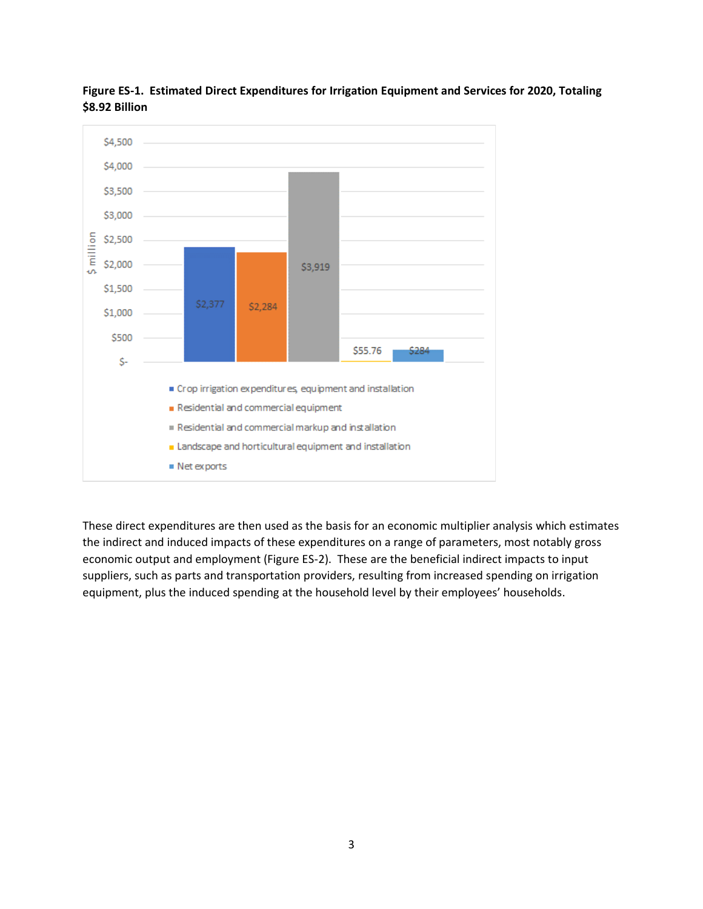**Figure ES-1. Estimated Direct Expenditures for Irrigation Equipment and Services for 2020, Totaling $8.92 Billion**

$4,500
$4,000
$3,500
$3,000
$2,500
$2,000
$1,500
$1,000
$500
$-

$ million

$2,377
$2,284
$3,919
$55.76
$284

- Crop irrigation expenditures, equipment and installation
- Residential and commercial equipment
- Residential and commercial markup and installation
- Landscape and horticultural equipment and installation
- Net exports

These direct expenditures are then used as the basis for an economic multiplier analysis which estimates the indirect and induced impacts of these expenditures on a range of parameters, most notably gross economic output and employment (Figure ES-2). These are the beneficial indirect impacts to input suppliers, such as parts and transportation providers, resulting from increased spending on irrigation equipment, plus the induced spending at the household level by their employees' households.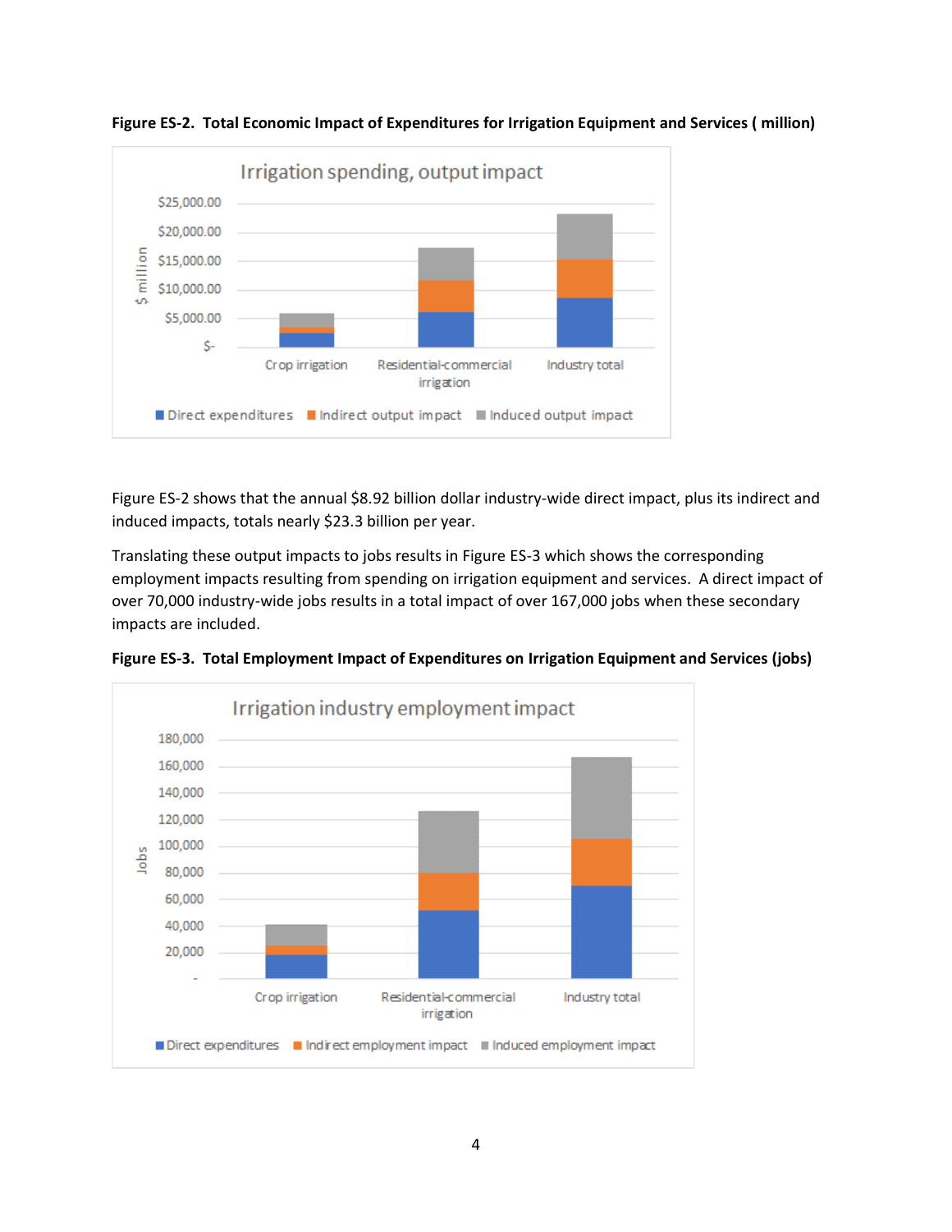**Figure ES-2. Total Economic Impact of Expenditures for Irrigation Equipment and Services ( million)**

Irrigation spending, output impact

$ million

$25,000.00
$20,000.00
$15,000.00
$10,000.00
$5,000.00
$-

Crop irrigation
Residential-commercial irrigation
Industry total

Direct expenditures
Indirect output impact
Induced output impact

Figure ES-2 shows that the annual $8.92 billion dollar industry-wide direct impact, plus its indirect and induced impacts, totals nearly $23.3 billion per year.

Translating these output impacts to jobs results in Figure ES-3 which shows the corresponding employment impacts resulting from spending on irrigation equipment and services. A direct impact of over 70,000 industry-wide jobs results in a total impact of over 167,000 jobs when these secondary impacts are included.

**Figure ES-3. Total Employment Impact of Expenditures on Irrigation Equipment and Services (jobs)**

Irrigation industry employment impact

Jobs

180,000
160,000
140,000
120,000
100,000
80,000
60,000
40,000
20,000
-

Crop irrigation
Residential-commercial irrigation
Industry total

Direct expenditures
Indirect employment impact
Induced employment impact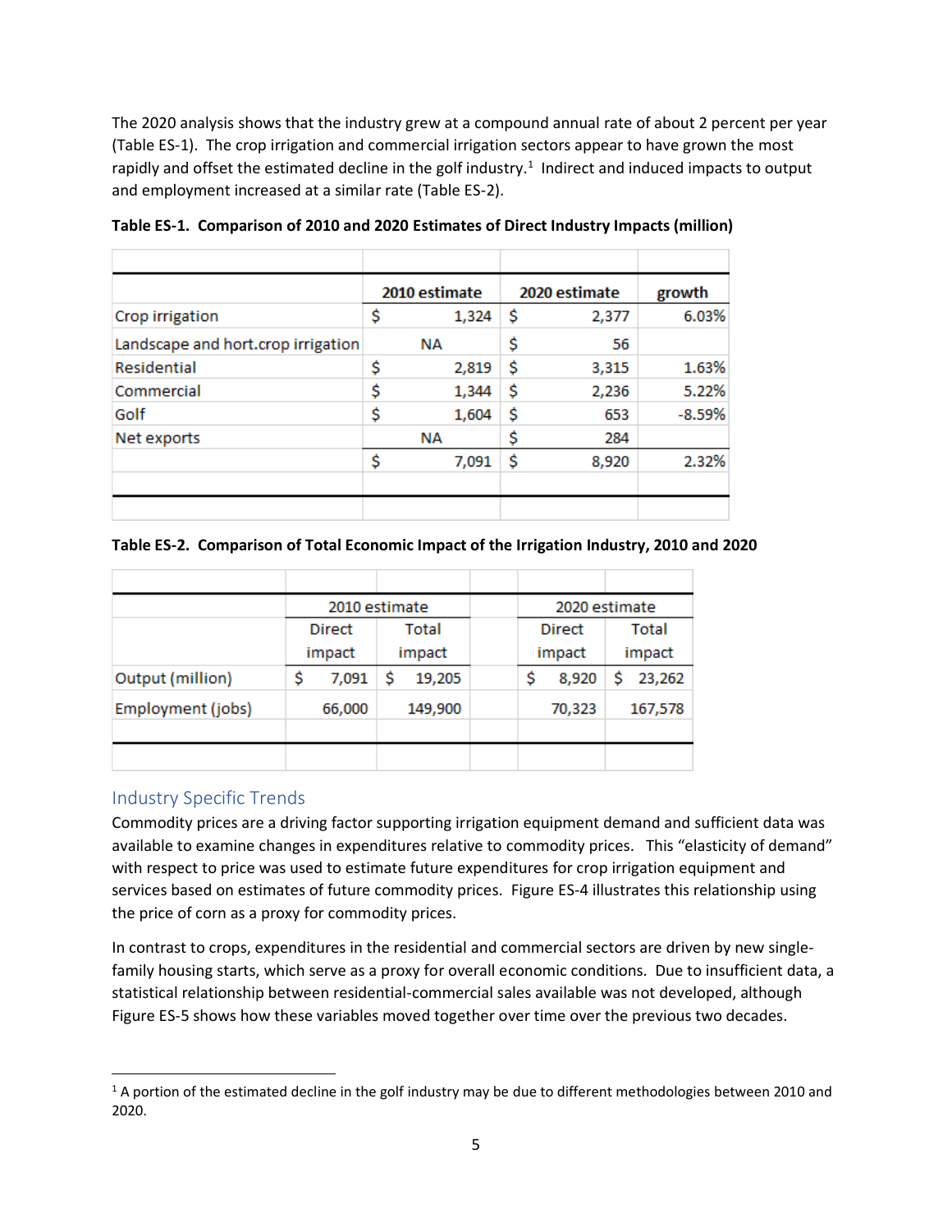The 2020 analysis shows that the industry grew at a compound annual rate of about 2 percent per year (Table ES-1). The crop irrigation and commercial irrigation sectors appear to have grown the most rapidly and offset the estimated decline in the golf industry.[1] Indirect and induced impacts to output and employment increased at a similar rate (Table ES-2).

**Table ES-1. Comparison of 2010 and 2020 Estimates of Direct Industry Impacts (million)**

| | 2010 estimate | 2020 estimate | growth |
|---|---|---|---|
| Crop irrigation | $ 1,324 | $ 2,377 | 6.03% |
| Landscape and hort.crop irrigation | NA | $ 56 | |
| Residential | $ 2,819 | $ 3,315 | 1.63% |
| Commercial | $ 1,344 | $ 2,236 | 5.22% |
| Golf | $ 1,604 | $ 653 | -8.59% |
| Net exports | NA | $ 284 | |
| | $ 7,091 | $ 8,920 | 2.32% |

**Table ES-2. Comparison of Total Economic Impact of the Irrigation Industry, 2010 and 2020**

| | 2010 estimate | | | 2020 estimate | |
|---|---|---|---|---|---|
| | Direct impact | Total impact | | Direct impact | Total impact |
| Output (million) | $ 7,091 | $ 19,205 | | $ 8,920 | $ 23,262 |
| Employment (jobs) | 66,000 | 149,900 | | 70,323 | 167,578 |

## Industry Specific Trends

Commodity prices are a driving factor supporting irrigation equipment demand and sufficient data was available to examine changes in expenditures relative to commodity prices. This "elasticity of demand" with respect to price was used to estimate future expenditures for crop irrigation equipment and services based on estimates of future commodity prices. Figure ES-4 illustrates this relationship using the price of corn as a proxy for commodity prices.

In contrast to crops, expenditures in the residential and commercial sectors are driven by new single-family housing starts, which serve as a proxy for overall economic conditions. Due to insufficient data, a statistical relationship between residential-commercial sales available was not developed, although Figure ES-5 shows how these variables moved together over time over the previous two decades.

---

[1] A portion of the estimated decline in the golf industry may be due to different methodologies between 2010 and 2020.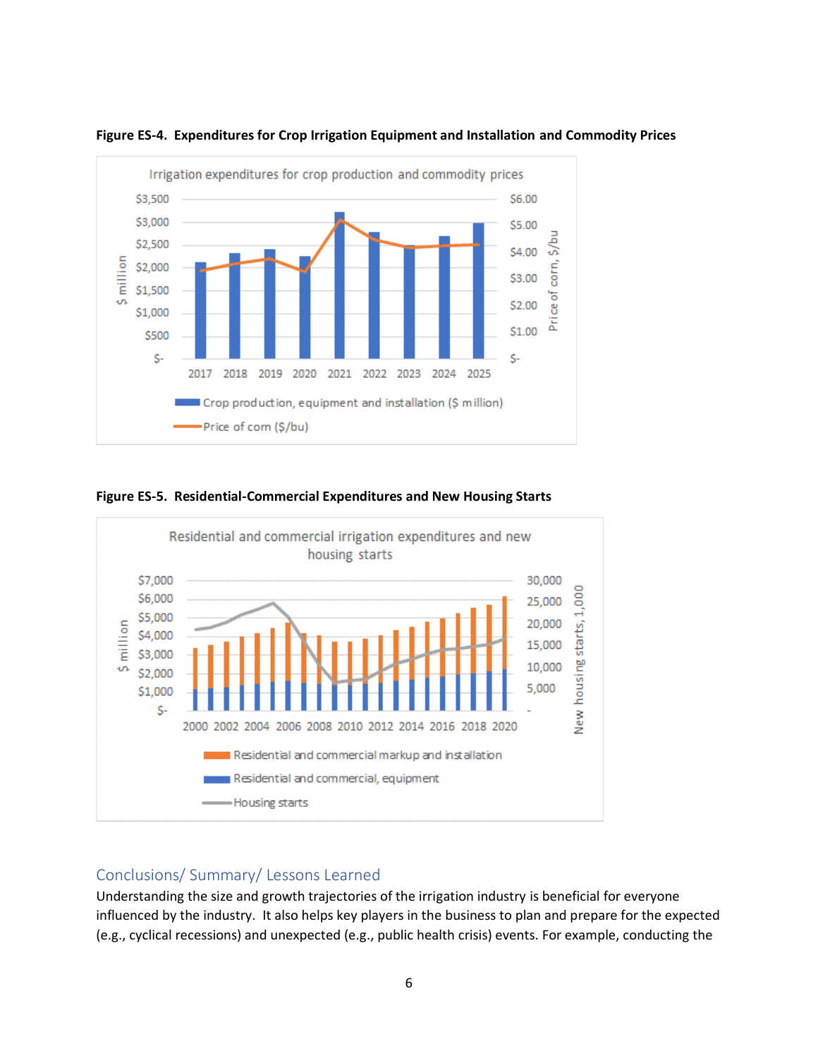**Figure ES-4. Expenditures for Crop Irrigation Equipment and Installation and Commodity Prices**

Irrigation expenditures for crop production and commodity prices

$3,500
$3,000
$2,500
$2,000
$1,500
$1,000
$500
$-

$ million

$6.00
$5.00
$4.00
$3.00
$2.00
$1.00
$-

Price of corn, $/bu

2017 2018 2019 2020 2021 2022 2023 2024 2025

Crop production, equipment and installation ($ million)

Price of corn ($/bu)

**Figure ES-5. Residential-Commercial Expenditures and New Housing Starts**

Residential and commercial irrigation expenditures and new housing starts

$7,000
$6,000
$5,000
$4,000
$3,000
$2,000
$1,000
$-

$ million

30,000
25,000
20,000
15,000
10,000
5,000
-

New housing starts, 1,000

2000 2002 2004 2006 2008 2010 2012 2014 2016 2018 2020

Residential and commercial markup and installation

Residential and commercial, equipment

Housing starts

## Conclusions/ Summary/ Lessons Learned

Understanding the size and growth trajectories of the irrigation industry is beneficial for everyone influenced by the industry. It also helps key players in the business to plan and prepare for the expected (e.g., cyclical recessions) and unexpected (e.g., public health crisis) events. For example, conducting the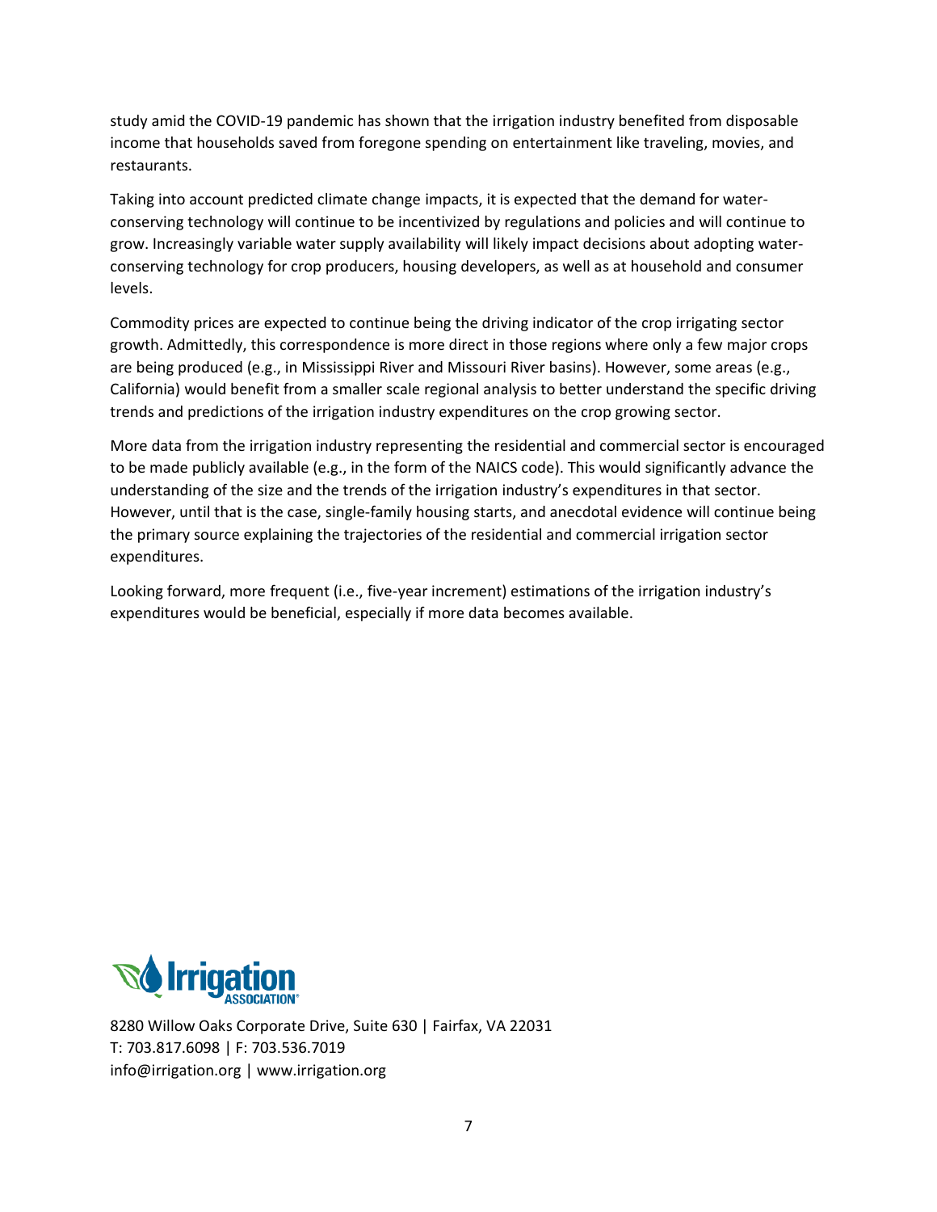study amid the COVID-19 pandemic has shown that the irrigation industry benefited from disposable income that households saved from foregone spending on entertainment like traveling, movies, and restaurants.

Taking into account predicted climate change impacts, it is expected that the demand for water-conserving technology will continue to be incentivized by regulations and policies and will continue to grow. Increasingly variable water supply availability will likely impact decisions about adopting water-conserving technology for crop producers, housing developers, as well as at household and consumer levels.

Commodity prices are expected to continue being the driving indicator of the crop irrigating sector growth. Admittedly, this correspondence is more direct in those regions where only a few major crops are being produced (e.g., in Mississippi River and Missouri River basins). However, some areas (e.g., California) would benefit from a smaller scale regional analysis to better understand the specific driving trends and predictions of the irrigation industry expenditures on the crop growing sector.

More data from the irrigation industry representing the residential and commercial sector is encouraged to be made publicly available (e.g., in the form of the NAICS code). This would significantly advance the understanding of the size and the trends of the irrigation industry's expenditures in that sector. However, until that is the case, single-family housing starts, and anecdotal evidence will continue being the primary source explaining the trajectories of the residential and commercial irrigation sector expenditures.

Looking forward, more frequent (i.e., five-year increment) estimations of the irrigation industry's expenditures would be beneficial, especially if more data becomes available.

Irrigation ASSOCIATION®

8280 Willow Oaks Corporate Drive, Suite 630 | Fairfax, VA 22031
T: 703.817.6098 | F: 703.536.7019
info@irrigation.org | www.irrigation.org